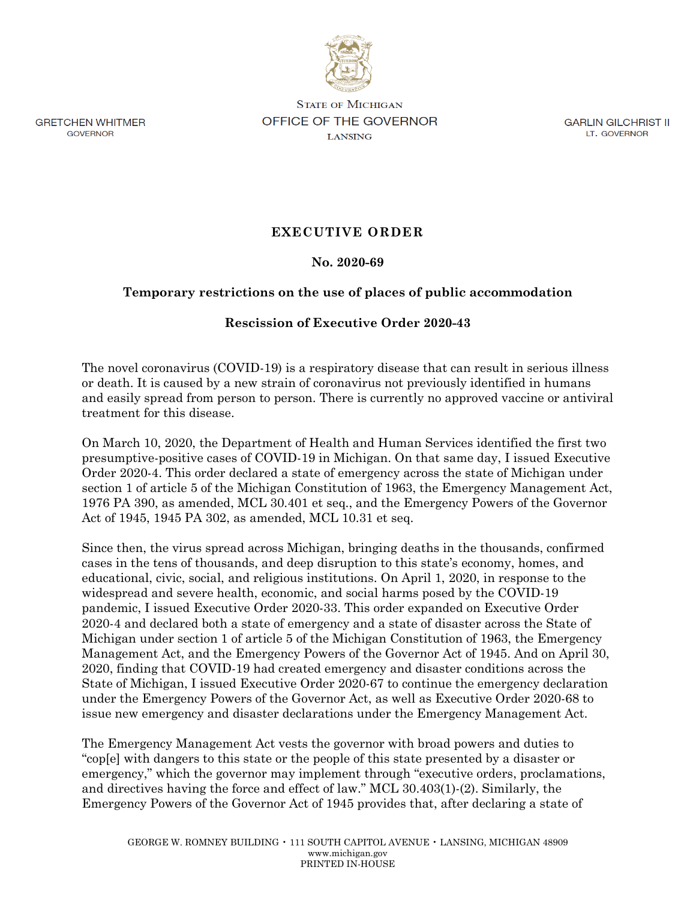GRETCHEN WHITMER
GOVERNOR

STATE OF MICHIGAN
OFFICE OF THE GOVERNOR
LANSING

GARLIN GILCHRIST II
LT. GOVERNOR

# EXECUTIVE ORDER

## No. 2020-69

## Temporary restrictions on the use of places of public accommodation

## Rescission of Executive Order 2020-43

The novel coronavirus (COVID-19) is a respiratory disease that can result in serious illness or death. It is caused by a new strain of coronavirus not previously identified in humans and easily spread from person to person. There is currently no approved vaccine or antiviral treatment for this disease.

On March 10, 2020, the Department of Health and Human Services identified the first two presumptive-positive cases of COVID-19 in Michigan. On that same day, I issued Executive Order 2020-4. This order declared a state of emergency across the state of Michigan under section 1 of article 5 of the Michigan Constitution of 1963, the Emergency Management Act, 1976 PA 390, as amended, MCL 30.401 et seq., and the Emergency Powers of the Governor Act of 1945, 1945 PA 302, as amended, MCL 10.31 et seq.

Since then, the virus spread across Michigan, bringing deaths in the thousands, confirmed cases in the tens of thousands, and deep disruption to this state's economy, homes, and educational, civic, social, and religious institutions. On April 1, 2020, in response to the widespread and severe health, economic, and social harms posed by the COVID-19 pandemic, I issued Executive Order 2020-33. This order expanded on Executive Order 2020-4 and declared both a state of emergency and a state of disaster across the State of Michigan under section 1 of article 5 of the Michigan Constitution of 1963, the Emergency Management Act, and the Emergency Powers of the Governor Act of 1945. And on April 30, 2020, finding that COVID-19 had created emergency and disaster conditions across the State of Michigan, I issued Executive Order 2020-67 to continue the emergency declaration under the Emergency Powers of the Governor Act, as well as Executive Order 2020-68 to issue new emergency and disaster declarations under the Emergency Management Act.

The Emergency Management Act vests the governor with broad powers and duties to "cop[e] with dangers to this state or the people of this state presented by a disaster or emergency," which the governor may implement through "executive orders, proclamations, and directives having the force and effect of law." MCL 30.403(1)-(2). Similarly, the Emergency Powers of the Governor Act of 1945 provides that, after declaring a state of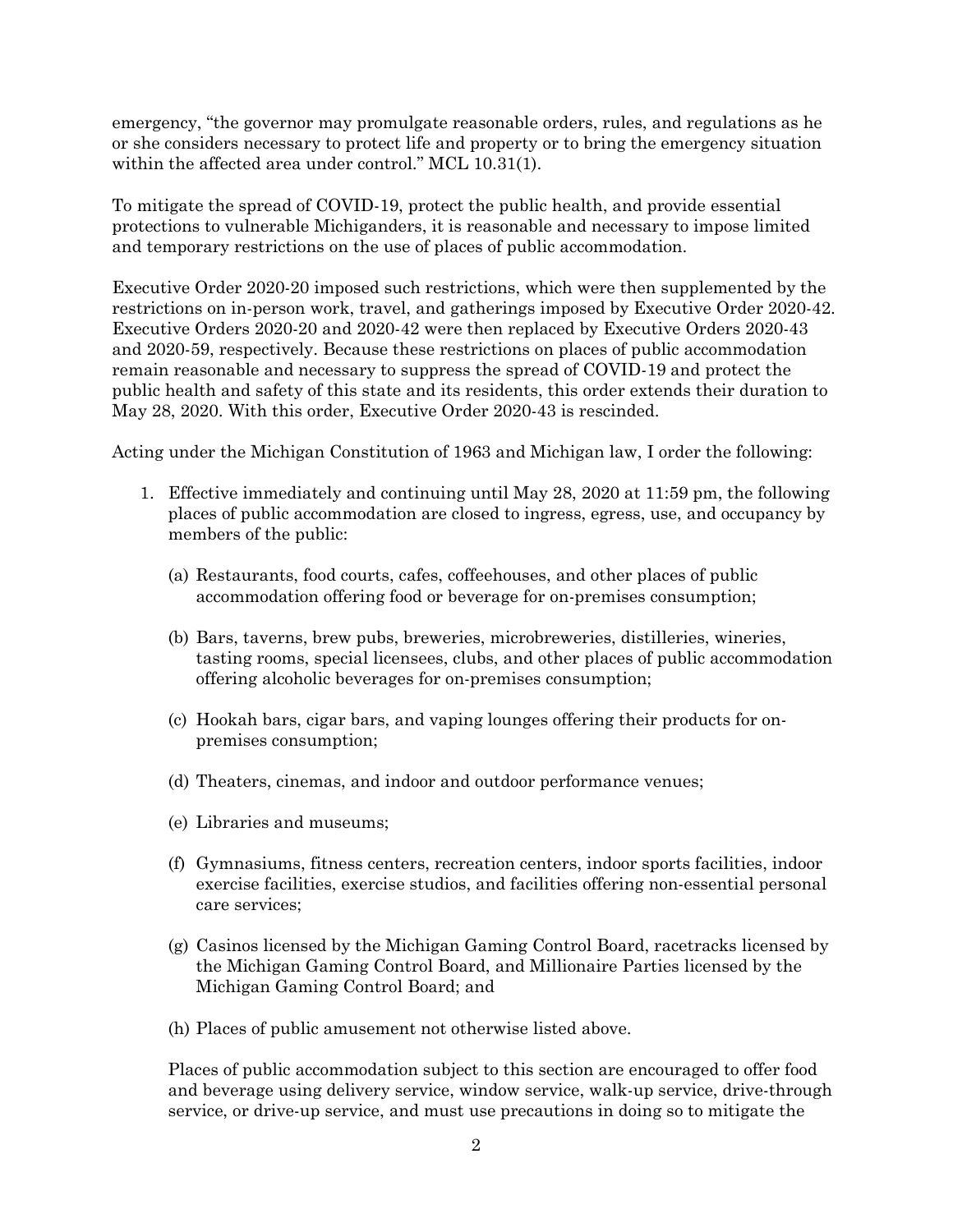emergency, "the governor may promulgate reasonable orders, rules, and regulations as he or she considers necessary to protect life and property or to bring the emergency situation within the affected area under control." MCL 10.31(1).

To mitigate the spread of COVID-19, protect the public health, and provide essential protections to vulnerable Michiganders, it is reasonable and necessary to impose limited and temporary restrictions on the use of places of public accommodation.

Executive Order 2020-20 imposed such restrictions, which were then supplemented by the restrictions on in-person work, travel, and gatherings imposed by Executive Order 2020-42. Executive Orders 2020-20 and 2020-42 were then replaced by Executive Orders 2020-43 and 2020-59, respectively. Because these restrictions on places of public accommodation remain reasonable and necessary to suppress the spread of COVID-19 and protect the public health and safety of this state and its residents, this order extends their duration to May 28, 2020. With this order, Executive Order 2020-43 is rescinded.

Acting under the Michigan Constitution of 1963 and Michigan law, I order the following:

1. Effective immediately and continuing until May 28, 2020 at 11:59 pm, the following places of public accommodation are closed to ingress, egress, use, and occupancy by members of the public:

   (a) Restaurants, food courts, cafes, coffeehouses, and other places of public accommodation offering food or beverage for on-premises consumption;

   (b) Bars, taverns, brew pubs, breweries, microbreweries, distilleries, wineries, tasting rooms, special licensees, clubs, and other places of public accommodation offering alcoholic beverages for on-premises consumption;

   (c) Hookah bars, cigar bars, and vaping lounges offering their products for on-premises consumption;

   (d) Theaters, cinemas, and indoor and outdoor performance venues;

   (e) Libraries and museums;

   (f) Gymnasiums, fitness centers, recreation centers, indoor sports facilities, indoor exercise facilities, exercise studios, and facilities offering non-essential personal care services;

   (g) Casinos licensed by the Michigan Gaming Control Board, racetracks licensed by the Michigan Gaming Control Board, and Millionaire Parties licensed by the Michigan Gaming Control Board; and

   (h) Places of public amusement not otherwise listed above.

   Places of public accommodation subject to this section are encouraged to offer food and beverage using delivery service, window service, walk-up service, drive-through service, or drive-up service, and must use precautions in doing so to mitigate the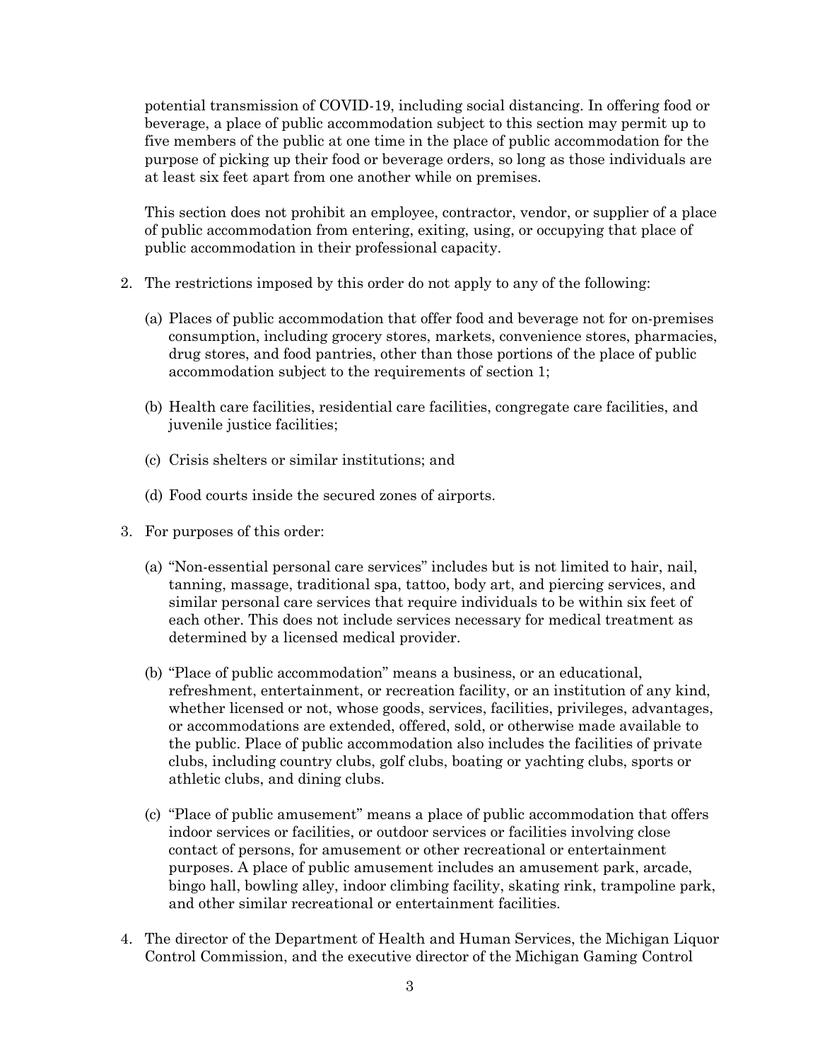potential transmission of COVID-19, including social distancing. In offering food or beverage, a place of public accommodation subject to this section may permit up to five members of the public at one time in the place of public accommodation for the purpose of picking up their food or beverage orders, so long as those individuals are at least six feet apart from one another while on premises.

This section does not prohibit an employee, contractor, vendor, or supplier of a place of public accommodation from entering, exiting, using, or occupying that place of public accommodation in their professional capacity.

2. The restrictions imposed by this order do not apply to any of the following:

   (a) Places of public accommodation that offer food and beverage not for on-premises consumption, including grocery stores, markets, convenience stores, pharmacies, drug stores, and food pantries, other than those portions of the place of public accommodation subject to the requirements of section 1;

   (b) Health care facilities, residential care facilities, congregate care facilities, and juvenile justice facilities;

   (c) Crisis shelters or similar institutions; and

   (d) Food courts inside the secured zones of airports.

3. For purposes of this order:

   (a) "Non-essential personal care services" includes but is not limited to hair, nail, tanning, massage, traditional spa, tattoo, body art, and piercing services, and similar personal care services that require individuals to be within six feet of each other. This does not include services necessary for medical treatment as determined by a licensed medical provider.

   (b) "Place of public accommodation" means a business, or an educational, refreshment, entertainment, or recreation facility, or an institution of any kind, whether licensed or not, whose goods, services, facilities, privileges, advantages, or accommodations are extended, offered, sold, or otherwise made available to the public. Place of public accommodation also includes the facilities of private clubs, including country clubs, golf clubs, boating or yachting clubs, sports or athletic clubs, and dining clubs.

   (c) "Place of public amusement" means a place of public accommodation that offers indoor services or facilities, or outdoor services or facilities involving close contact of persons, for amusement or other recreational or entertainment purposes. A place of public amusement includes an amusement park, arcade, bingo hall, bowling alley, indoor climbing facility, skating rink, trampoline park, and other similar recreational or entertainment facilities.

4. The director of the Department of Health and Human Services, the Michigan Liquor Control Commission, and the executive director of the Michigan Gaming Control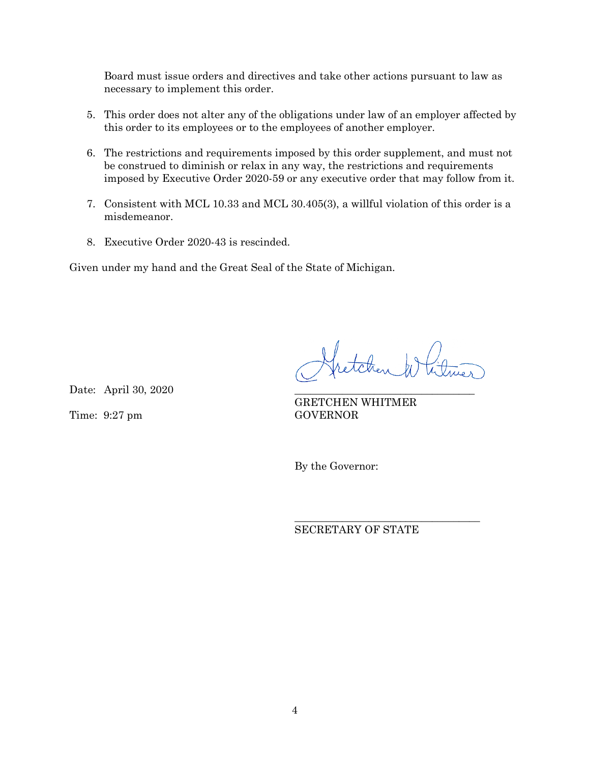Board must issue orders and directives and take other actions pursuant to law as necessary to implement this order.

5. This order does not alter any of the obligations under law of an employer affected by this order to its employees or to the employees of another employer.

6. The restrictions and requirements imposed by this order supplement, and must not be construed to diminish or relax in any way, the restrictions and requirements imposed by Executive Order 2020-59 or any executive order that may follow from it.

7. Consistent with MCL 10.33 and MCL 30.405(3), a willful violation of this order is a misdemeanor.

8. Executive Order 2020-43 is rescinded.

Given under my hand and the Great Seal of the State of Michigan.

Date: April 30, 2020

Time: 9:27 pm

\_\_\_\_\_\_\_\_\_\_\_\_\_\_\_\_\_\_\_\_\_\_\_\_\_\_\_\_\_\_\_\_
GRETCHEN WHITMER
GOVERNOR

By the Governor:

\_\_\_\_\_\_\_\_\_\_\_\_\_\_\_\_\_\_\_\_\_\_\_\_\_\_\_\_\_\_\_\_
SECRETARY OF STATE